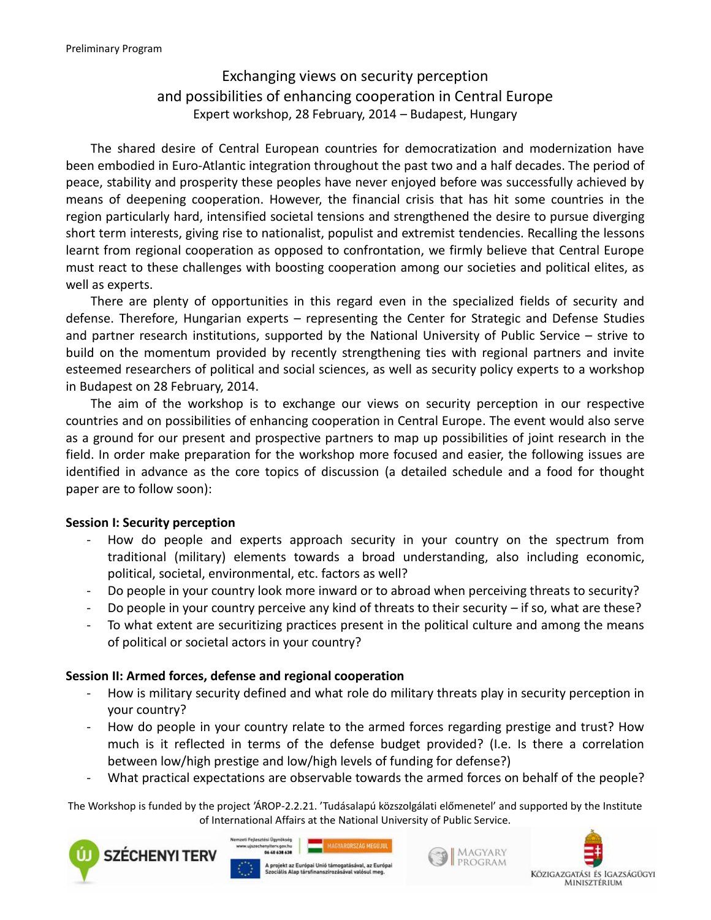Preliminary Program

# Exchanging views on security perception and possibilities of enhancing cooperation in Central Europe

Expert workshop, 28 February, 2014 – Budapest, Hungary

The shared desire of Central European countries for democratization and modernization have been embodied in Euro-Atlantic integration throughout the past two and a half decades. The period of peace, stability and prosperity these peoples have never enjoyed before was successfully achieved by means of deepening cooperation. However, the financial crisis that has hit some countries in the region particularly hard, intensified societal tensions and strengthened the desire to pursue diverging short term interests, giving rise to nationalist, populist and extremist tendencies. Recalling the lessons learnt from regional cooperation as opposed to confrontation, we firmly believe that Central Europe must react to these challenges with boosting cooperation among our societies and political elites, as well as experts.

There are plenty of opportunities in this regard even in the specialized fields of security and defense. Therefore, Hungarian experts – representing the Center for Strategic and Defense Studies and partner research institutions, supported by the National University of Public Service – strive to build on the momentum provided by recently strengthening ties with regional partners and invite esteemed researchers of political and social sciences, as well as security policy experts to a workshop in Budapest on 28 February, 2014.

The aim of the workshop is to exchange our views on security perception in our respective countries and on possibilities of enhancing cooperation in Central Europe. The event would also serve as a ground for our present and prospective partners to map up possibilities of joint research in the field. In order make preparation for the workshop more focused and easier, the following issues are identified in advance as the core topics of discussion (a detailed schedule and a food for thought paper are to follow soon):

**Session I: Security perception**

- How do people and experts approach security in your country on the spectrum from traditional (military) elements towards a broad understanding, also including economic, political, societal, environmental, etc. factors as well?
- Do people in your country look more inward or to abroad when perceiving threats to security?
- Do people in your country perceive any kind of threats to their security – if so, what are these?
- To what extent are securitizing practices present in the political culture and among the means of political or societal actors in your country?

**Session II: Armed forces, defense and regional cooperation**

- How is military security defined and what role do military threats play in security perception in your country?
- How do people in your country relate to the armed forces regarding prestige and trust? How much is it reflected in terms of the defense budget provided? (I.e. Is there a correlation between low/high prestige and low/high levels of funding for defense?)
- What practical expectations are observable towards the armed forces on behalf of the people?

The Workshop is funded by the project 'ÁROP-2.2.21. 'Tudásalapú közszolgálati előmenetel' and supported by the Institute of International Affairs at the National University of Public Service.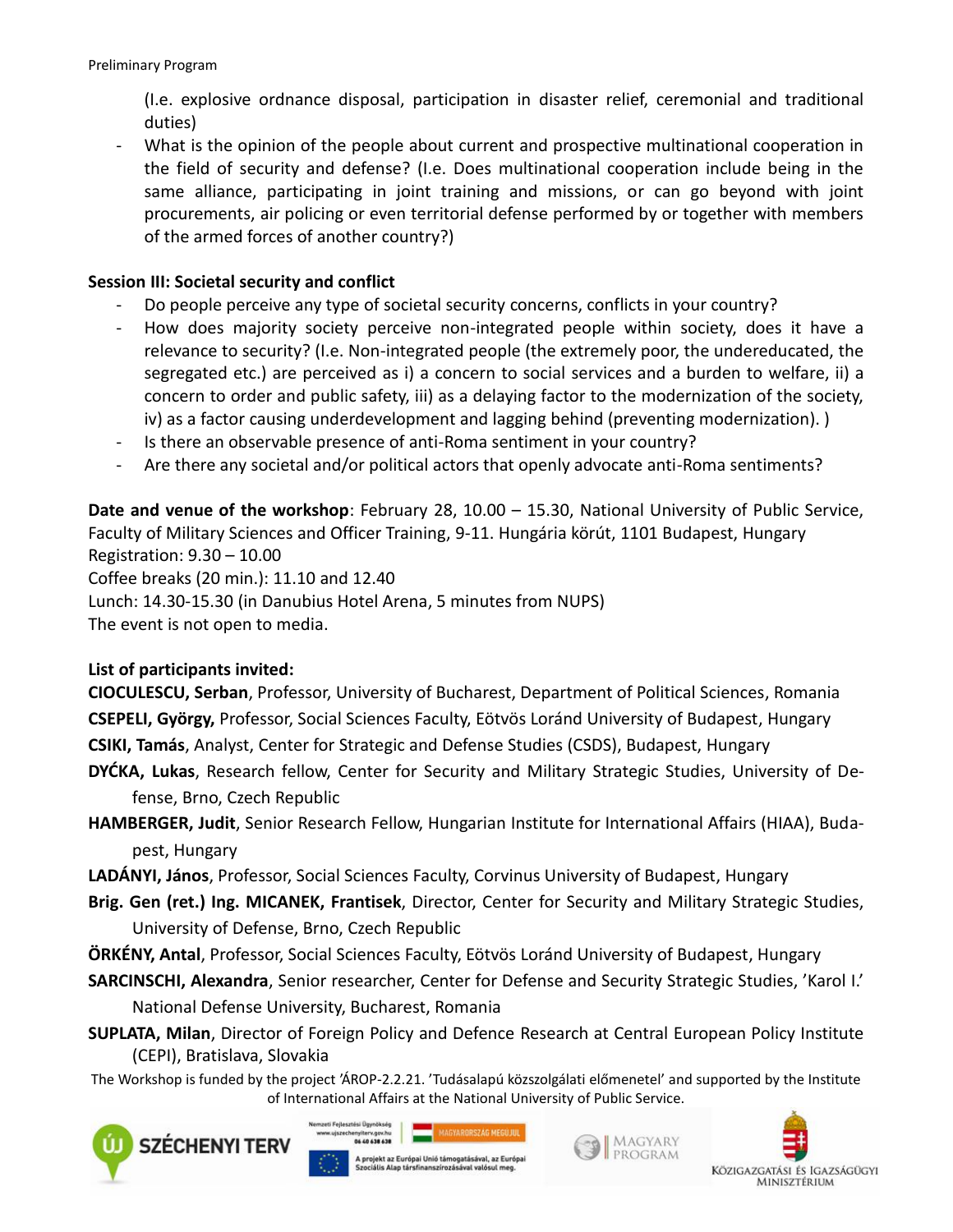(I.e. explosive ordnance disposal, participation in disaster relief, ceremonial and traditional duties)

- What is the opinion of the people about current and prospective multinational cooperation in the field of security and defense? (I.e. Does multinational cooperation include being in the same alliance, participating in joint training and missions, or can go beyond with joint procurements, air policing or even territorial defense performed by or together with members of the armed forces of another country?)

**Session III: Societal security and conflict**

- Do people perceive any type of societal security concerns, conflicts in your country?
- How does majority society perceive non-integrated people within society, does it have a relevance to security? (I.e. Non-integrated people (the extremely poor, the undereducated, the segregated etc.) are perceived as i) a concern to social services and a burden to welfare, ii) a concern to order and public safety, iii) as a delaying factor to the modernization of the society, iv) as a factor causing underdevelopment and lagging behind (preventing modernization). )
- Is there an observable presence of anti-Roma sentiment in your country?
- Are there any societal and/or political actors that openly advocate anti-Roma sentiments?

**Date and venue of the workshop**: February 28, 10.00 – 15.30, National University of Public Service, Faculty of Military Sciences and Officer Training, 9-11. Hungária körút, 1101 Budapest, Hungary
Registration: 9.30 – 10.00
Coffee breaks (20 min.): 11.10 and 12.40
Lunch: 14.30-15.30 (in Danubius Hotel Arena, 5 minutes from NUPS)
The event is not open to media.

**List of participants invited:**

**CIOCULESCU, Serban**, Professor, University of Bucharest, Department of Political Sciences, Romania

**CSEPELI, György,** Professor, Social Sciences Faculty, Eötvös Loránd University of Budapest, Hungary

**CSIKI, Tamás**, Analyst, Center for Strategic and Defense Studies (CSDS), Budapest, Hungary

**DYĆKA, Lukas**, Research fellow, Center for Security and Military Strategic Studies, University of Defense, Brno, Czech Republic

**HAMBERGER, Judit**, Senior Research Fellow, Hungarian Institute for International Affairs (HIAA), Budapest, Hungary

**LADÁNYI, János**, Professor, Social Sciences Faculty, Corvinus University of Budapest, Hungary

**Brig. Gen (ret.) Ing. MICANEK, Frantisek**, Director, Center for Security and Military Strategic Studies, University of Defense, Brno, Czech Republic

**ÖRKÉNY, Antal**, Professor, Social Sciences Faculty, Eötvös Loránd University of Budapest, Hungary

**SARCINSCHI, Alexandra**, Senior researcher, Center for Defense and Security Strategic Studies, 'Karol I.' National Defense University, Bucharest, Romania

**SUPLATA, Milan**, Director of Foreign Policy and Defence Research at Central European Policy Institute (CEPI), Bratislava, Slovakia

The Workshop is funded by the project 'ÁROP-2.2.21. 'Tudásalapú közszolgálati előmenetel' and supported by the Institute of International Affairs at the National University of Public Service.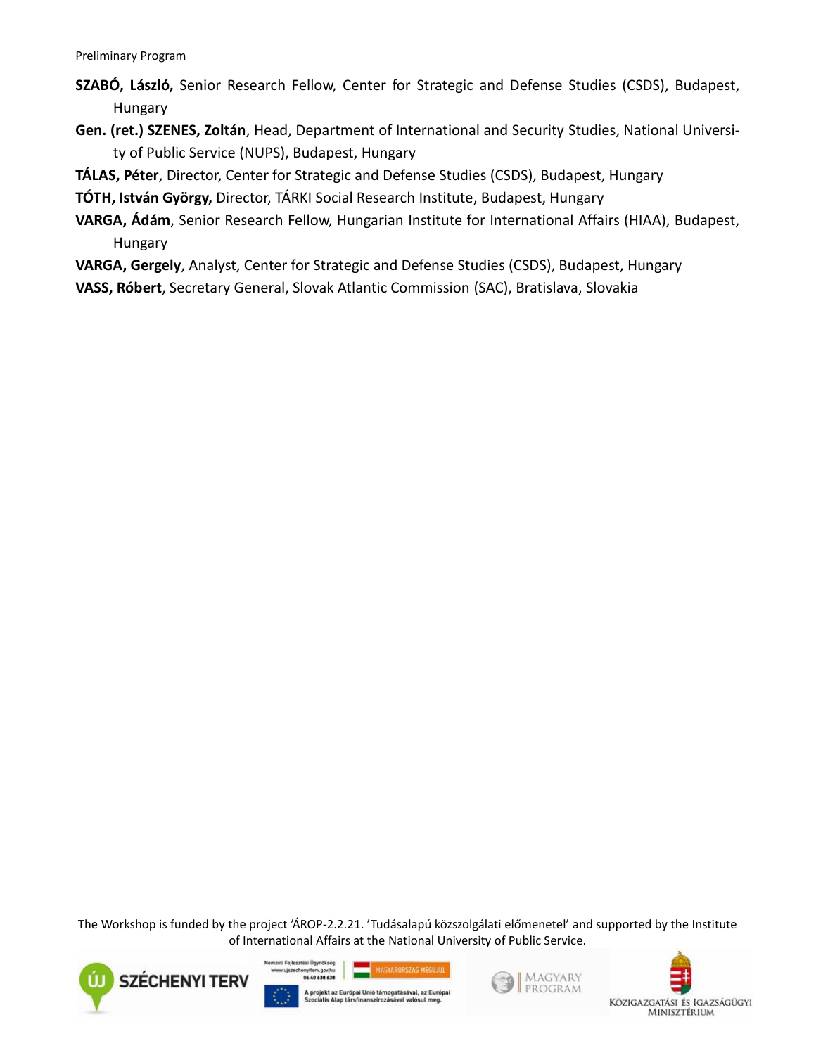**SZABÓ, László,** Senior Research Fellow, Center for Strategic and Defense Studies (CSDS), Budapest, Hungary

**Gen. (ret.) SZENES, Zoltán**, Head, Department of International and Security Studies, National University of Public Service (NUPS), Budapest, Hungary

**TÁLAS, Péter**, Director, Center for Strategic and Defense Studies (CSDS), Budapest, Hungary

**TÓTH, István György,** Director, TÁRKI Social Research Institute, Budapest, Hungary

**VARGA, Ádám**, Senior Research Fellow, Hungarian Institute for International Affairs (HIAA), Budapest, Hungary

**VARGA, Gergely**, Analyst, Center for Strategic and Defense Studies (CSDS), Budapest, Hungary

**VASS, Róbert**, Secretary General, Slovak Atlantic Commission (SAC), Bratislava, Slovakia

The Workshop is funded by the project 'ÁROP-2.2.21. 'Tudásalapú közszolgálati előmenetel' and supported by the Institute of International Affairs at the National University of Public Service.

ÚJ SZÉCHENYI TERV

Nemzeti Fejlesztési Ügynökség
www.ujszechenyiterv.gov.hu
06 40 638 638

MAGYARORSZÁG MEGÚJUL

A projekt az Európai Unió támogatásával, az Európai Szociális Alap társfinanszírozásával valósul meg.

MAGYARY PROGRAM

KÖZIGAZGATÁSI ÉS IGAZSÁGÜGYI MINISZTÉRIUM